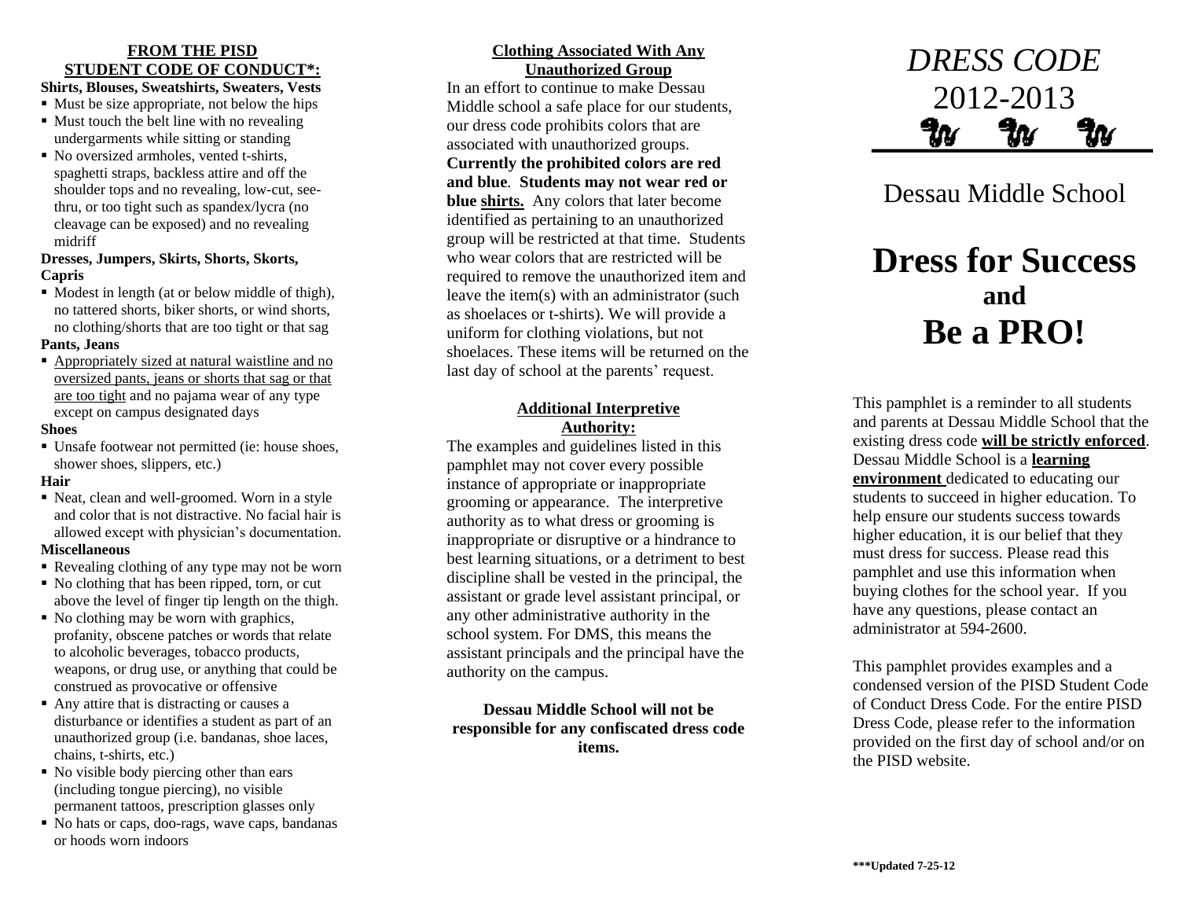## FROM THE PISD STUDENT CODE OF CONDUCT*:

**Shirts, Blouses, Sweatshirts, Sweaters, Vests**

- Must be size appropriate, not below the hips
- Must touch the belt line with no revealing undergarments while sitting or standing
- No oversized armholes, vented t-shirts, spaghetti straps, backless attire and off the shoulder tops and no revealing, low-cut, see-thru, or too tight such as spandex/lycra (no cleavage can be exposed) and no revealing midriff

**Dresses, Jumpers, Skirts, Shorts, Skorts, Capris**

- Modest in length (at or below middle of thigh), no tattered shorts, biker shorts, or wind shorts, no clothing/shorts that are too tight or that sag

**Pants, Jeans**

- Appropriately sized at natural waistline and no oversized pants, jeans or shorts that sag or that are too tight and no pajama wear of any type except on campus designated days

**Shoes**

- Unsafe footwear not permitted (ie: house shoes, shower shoes, slippers, etc.)

**Hair**

- Neat, clean and well-groomed. Worn in a style and color that is not distractive. No facial hair is allowed except with physician's documentation.

**Miscellaneous**

- Revealing clothing of any type may not be worn
- No clothing that has been ripped, torn, or cut above the level of finger tip length on the thigh.
- No clothing may be worn with graphics, profanity, obscene patches or words that relate to alcoholic beverages, tobacco products, weapons, or drug use, or anything that could be construed as provocative or offensive
- Any attire that is distracting or causes a disturbance or identifies a student as part of an unauthorized group (i.e. bandanas, shoe laces, chains, t-shirts, etc.)
- No visible body piercing other than ears (including tongue piercing), no visible permanent tattoos, prescription glasses only
- No hats or caps, doo-rags, wave caps, bandanas or hoods worn indoors

## Clothing Associated With Any Unauthorized Group

In an effort to continue to make Dessau Middle school a safe place for our students, our dress code prohibits colors that are associated with unauthorized groups. **Currently the prohibited colors are red and blue**. **Students may not wear red or blue shirts.** Any colors that later become identified as pertaining to an unauthorized group will be restricted at that time. Students who wear colors that are restricted will be required to remove the unauthorized item and leave the item(s) with an administrator (such as shoelaces or t-shirts). We will provide a uniform for clothing violations, but not shoelaces. These items will be returned on the last day of school at the parents' request.

## Additional Interpretive Authority:

The examples and guidelines listed in this pamphlet may not cover every possible instance of appropriate or inappropriate grooming or appearance. The interpretive authority as to what dress or grooming is inappropriate or disruptive or a hindrance to best learning situations, or a detriment to best discipline shall be vested in the principal, the assistant or grade level assistant principal, or any other administrative authority in the school system. For DMS, this means the assistant principals and the principal have the authority on the campus.

**Dessau Middle School will not be responsible for any confiscated dress code items.**

# *DRESS CODE*
# 2012-2013

## Dessau Middle School

# Dress for Success
## and
# Be a PRO!

This pamphlet is a reminder to all students and parents at Dessau Middle School that the existing dress code **will be strictly enforced**. Dessau Middle School is a **learning environment** dedicated to educating our students to succeed in higher education. To help ensure our students success towards higher education, it is our belief that they must dress for success. Please read this pamphlet and use this information when buying clothes for the school year. If you have any questions, please contact an administrator at 594-2600.

This pamphlet provides examples and a condensed version of the PISD Student Code of Conduct Dress Code. For the entire PISD Dress Code, please refer to the information provided on the first day of school and/or on the PISD website.

**\*\*\*Updated 7-25-12**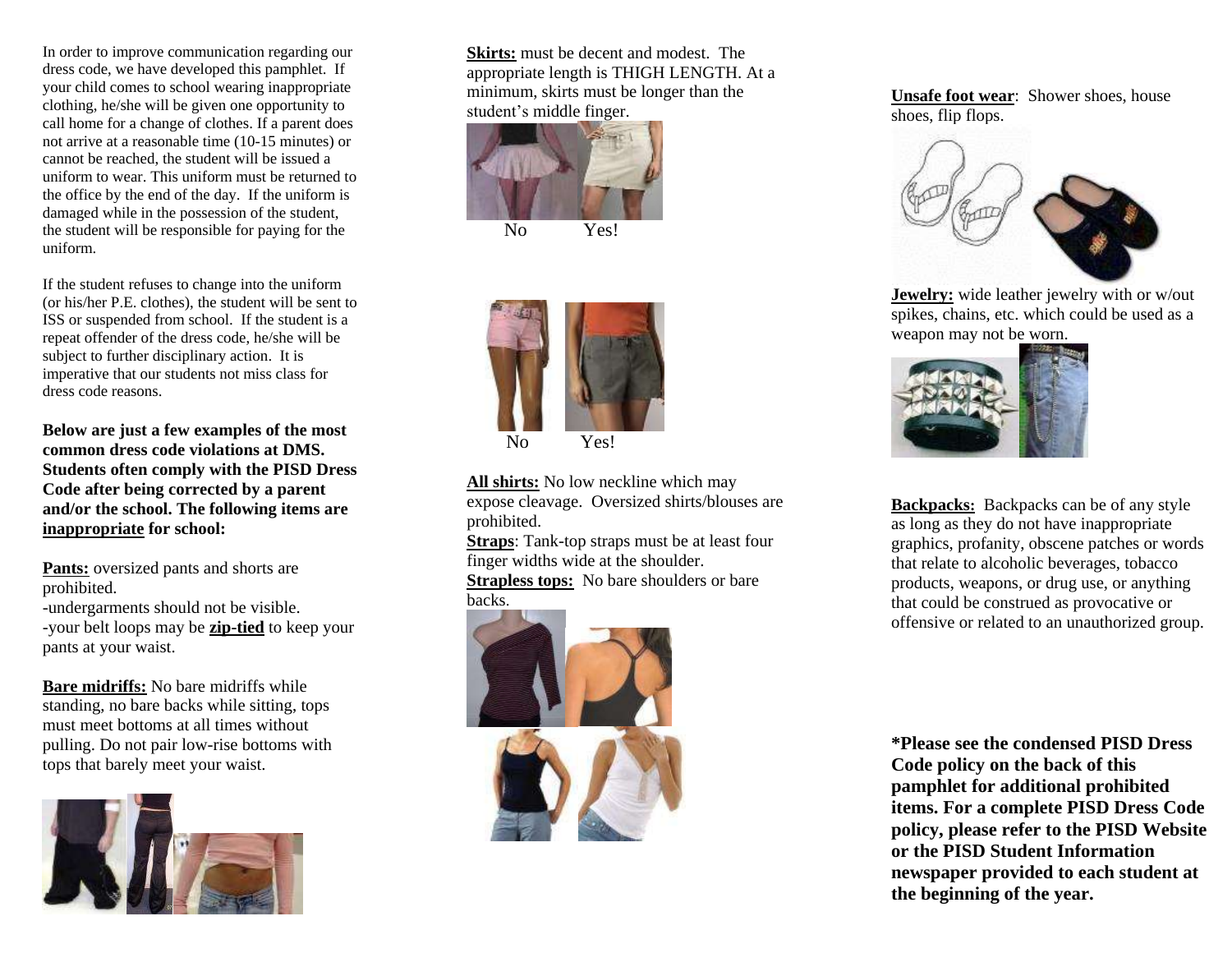In order to improve communication regarding our dress code, we have developed this pamphlet. If your child comes to school wearing inappropriate clothing, he/she will be given one opportunity to call home for a change of clothes. If a parent does not arrive at a reasonable time (10-15 minutes) or cannot be reached, the student will be issued a uniform to wear. This uniform must be returned to the office by the end of the day. If the uniform is damaged while in the possession of the student, the student will be responsible for paying for the uniform.

If the student refuses to change into the uniform (or his/her P.E. clothes), the student will be sent to ISS or suspended from school. If the student is a repeat offender of the dress code, he/she will be subject to further disciplinary action. It is imperative that our students not miss class for dress code reasons.

**Below are just a few examples of the most common dress code violations at DMS. Students often comply with the PISD Dress Code after being corrected by a parent and/or the school. The following items are <u>inappropriate</u> for school:**

**<u>Pants:</u>** oversized pants and shorts are prohibited.
-undergarments should not be visible.
-your belt loops may be **<u>zip-tied</u>** to keep your pants at your waist.

**<u>Bare midriffs:</u>** No bare midriffs while standing, no bare backs while sitting, tops must meet bottoms at all times without pulling. Do not pair low-rise bottoms with tops that barely meet your waist.

**<u>Skirts:</u>** must be decent and modest. The appropriate length is THIGH LENGTH. At a minimum, skirts must be longer than the student's middle finger.

No Yes!

No Yes!

**<u>All shirts:</u>** No low neckline which may expose cleavage. Oversized shirts/blouses are prohibited.
**<u>Straps</u>**: Tank-top straps must be at least four finger widths wide at the shoulder.
**<u>Strapless tops:</u>** No bare shoulders or bare backs.

**<u>Unsafe foot wear</u>**: Shower shoes, house shoes, flip flops.

**<u>Jewelry:</u>** wide leather jewelry with or w/out spikes, chains, etc. which could be used as a weapon may not be worn.

**<u>Backpacks</u>**: Backpacks can be of any style as long as they do not have inappropriate graphics, profanity, obscene patches or words that relate to alcoholic beverages, tobacco products, weapons, or drug use, or anything that could be construed as provocative or offensive or related to an unauthorized group.

**\*Please see the condensed PISD Dress Code policy on the back of this pamphlet for additional prohibited items. For a complete PISD Dress Code policy, please refer to the PISD Website or the PISD Student Information newspaper provided to each student at the beginning of the year.**